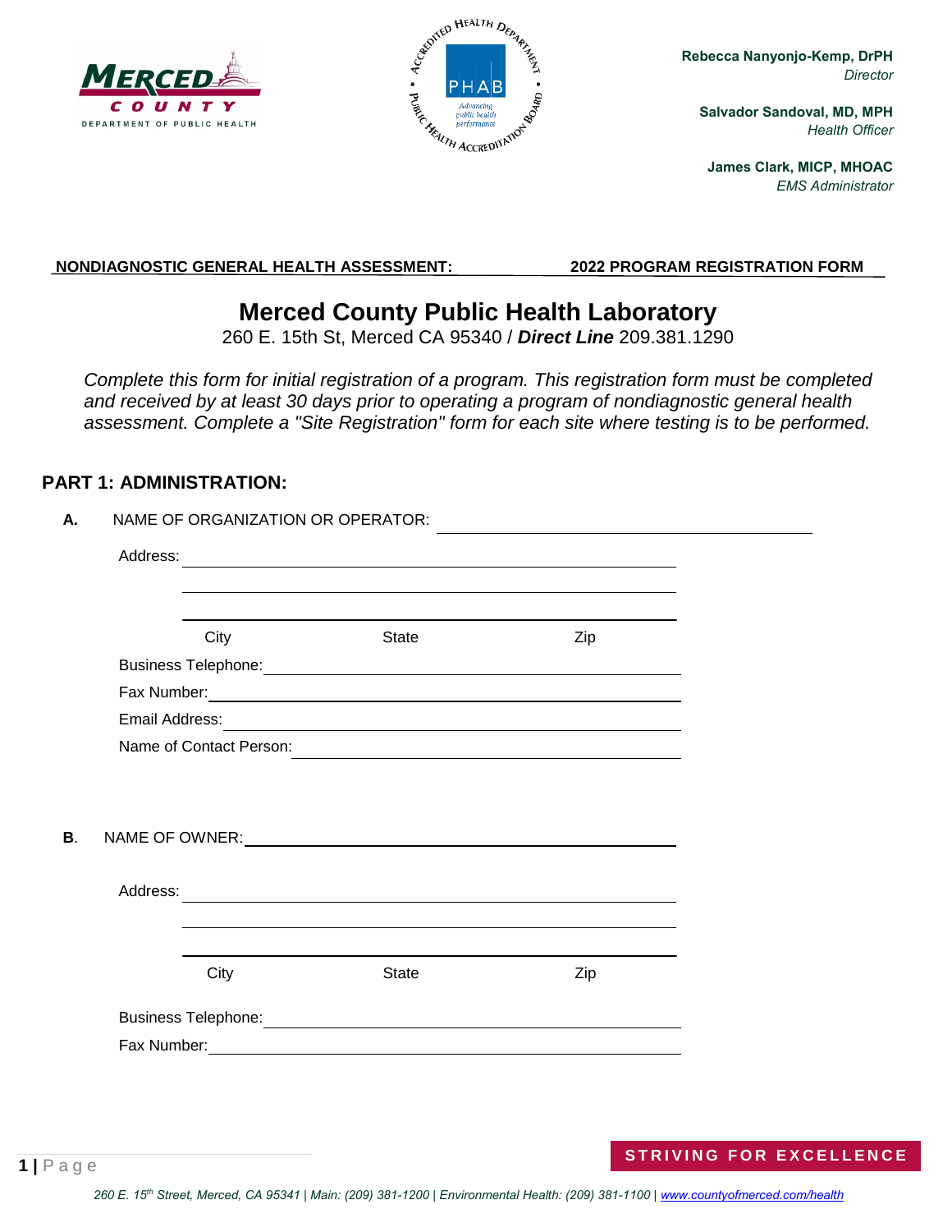Rebecca Nanyonjo-Kemp, DrPH
*Director*

Salvador Sandoval, MD, MPH
*Health Officer*

James Clark, MICP, MHOAC
*EMS Administrator*

**NONDIAGNOSTIC GENERAL HEALTH ASSESSMENT: 2022 PROGRAM REGISTRATION FORM**

# Merced County Public Health Laboratory

260 E. 15th St, Merced CA 95340 / ***Direct Line*** 209.381.1290

*Complete this form for initial registration of a program. This registration form must be completed and received by at least 30 days prior to operating a program of nondiagnostic general health assessment. Complete a "Site Registration" form for each site where testing is to be performed.*

## PART 1: ADMINISTRATION:

**A.** NAME OF ORGANIZATION OR OPERATOR: ______________________________

Address: ______________________________

______________________________

______________________________

City State Zip

Business Telephone: ______________________________

Fax Number: ______________________________

Email Address: ______________________________

Name of Contact Person: ______________________________

**B.** NAME OF OWNER: ______________________________

Address: ______________________________

______________________________

______________________________

City State Zip

Business Telephone: ______________________________

Fax Number: ______________________________

STRIVING FOR EXCELLENCE

*260 E. 15th Street, Merced, CA 95341 | Main: (209) 381-1200 | Environmental Health: (209) 381-1100 | www.countyofmerced.com/health*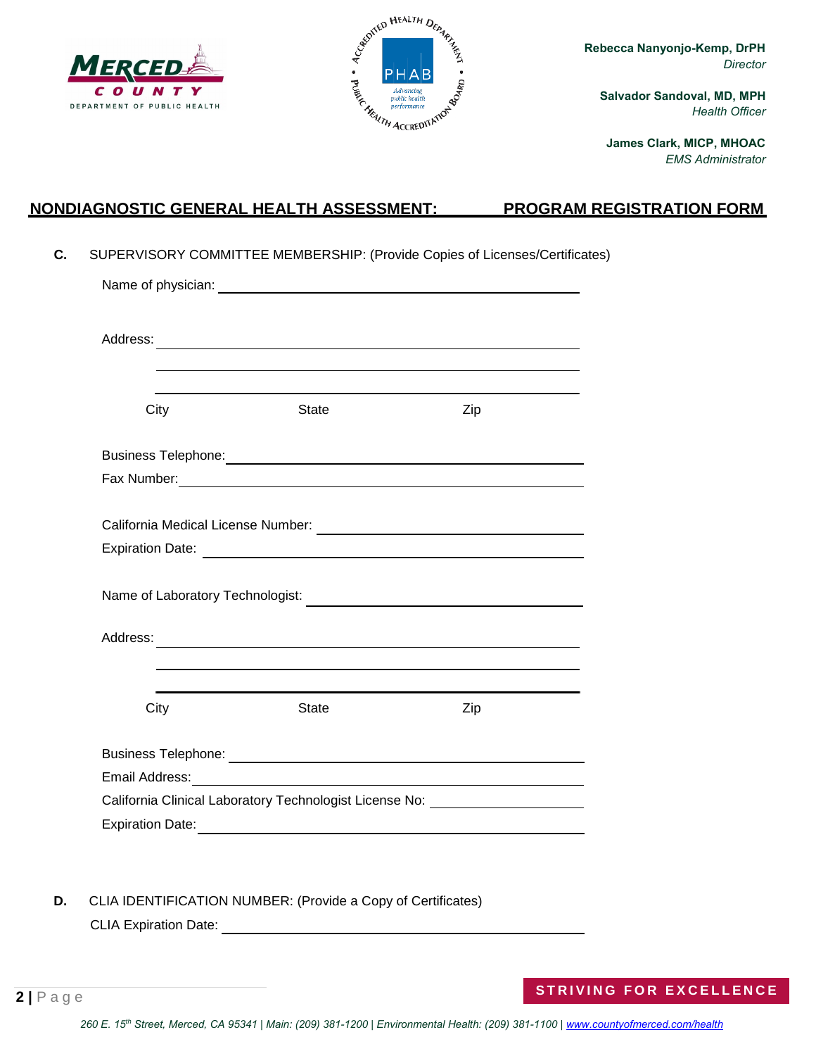Rebecca Nanyonjo-Kemp, DrPH
*Director*

Salvador Sandoval, MD, MPH
*Health Officer*

James Clark, MICP, MHOAC
*EMS Administrator*

## NONDIAGNOSTIC GENERAL HEALTH ASSESSMENT: PROGRAM REGISTRATION FORM

**C.** SUPERVISORY COMMITTEE MEMBERSHIP: (Provide Copies of Licenses/Certificates)

Name of physician: ______________________________

Address: ______________________________

______________________________

______________________________

City State Zip

Business Telephone: ______________________________

Fax Number: ______________________________

California Medical License Number: ______________________________

Expiration Date: ______________________________

Name of Laboratory Technologist: ______________________________

Address: ______________________________

______________________________

______________________________

City State Zip

Business Telephone: ______________________________

Email Address: ______________________________

California Clinical Laboratory Technologist License No: ______________________________

Expiration Date: ______________________________

**D.** CLIA IDENTIFICATION NUMBER: (Provide a Copy of Certificates)

CLIA Expiration Date: ______________________________

STRIVING FOR EXCELLENCE

*260 E. 15th Street, Merced, CA 95341 | Main: (209) 381-1200 | Environmental Health: (209) 381-1100 | www.countyofmerced.com/health*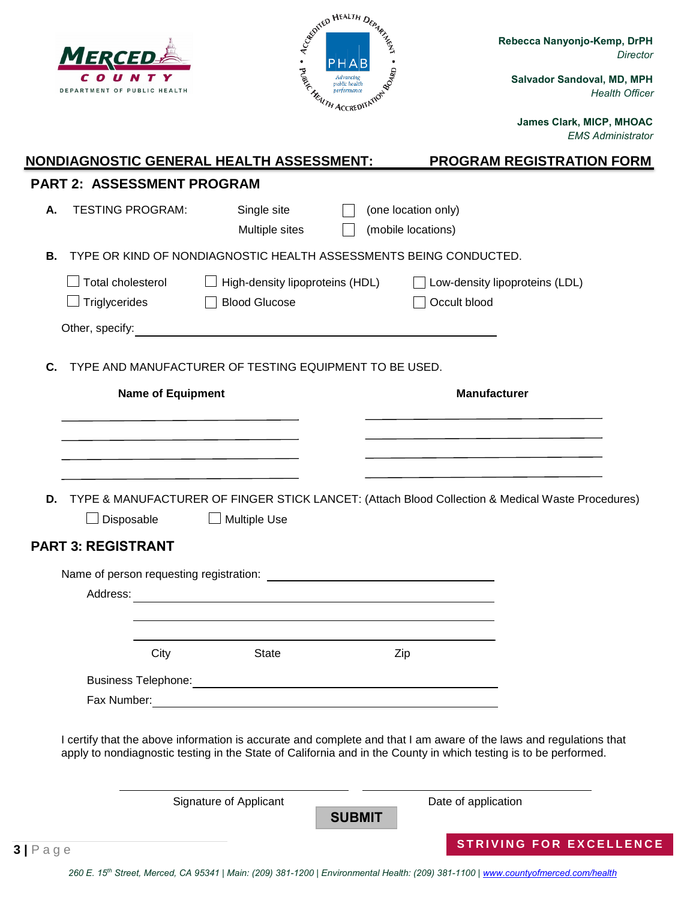Rebecca Nanyonjo-Kemp, DrPH
*Director*

Salvador Sandoval, MD, MPH
*Health Officer*

James Clark, MICP, MHOAC
*EMS Administrator*

## NONDIAGNOSTIC GENERAL HEALTH ASSESSMENT: PROGRAM REGISTRATION FORM

### PART 2: ASSESSMENT PROGRAM

**A.** TESTING PROGRAM:

- Single site ☐ (one location only)
- Multiple sites ☐ (mobile locations)

**B.** TYPE OR KIND OF NONDIAGNOSTIC HEALTH ASSESSMENTS BEING CONDUCTED.

- ☐ Total cholesterol
- ☐ High-density lipoproteins (HDL)
- ☐ Low-density lipoproteins (LDL)
- ☐ Triglycerides
- ☐ Blood Glucose
- ☐ Occult blood

Other, specify: ______________________________

**C.** TYPE AND MANUFACTURER OF TESTING EQUIPMENT TO BE USED.

| Name of Equipment | Manufacturer |
|---|---|
| | |
| | |
| | |
| | |

**D.** TYPE & MANUFACTURER OF FINGER STICK LANCET: (Attach Blood Collection & Medical Waste Procedures)

- ☐ Disposable
- ☐ Multiple Use

### PART 3: REGISTRANT

Name of person requesting registration: ______________________________

Address: ______________________________

______________________________

______________________________

City State Zip

Business Telephone: ______________________________

Fax Number: ______________________________

I certify that the above information is accurate and complete and that I am aware of the laws and regulations that apply to nondiagnostic testing in the State of California and in the County in which testing is to be performed.

______________________________ ______________________________

Signature of Applicant Date of application

SUBMIT

STRIVING FOR EXCELLENCE

*260 E. 15th Street, Merced, CA 95341 | Main: (209) 381-1200 | Environmental Health: (209) 381-1100 | www.countyofmerced.com/health*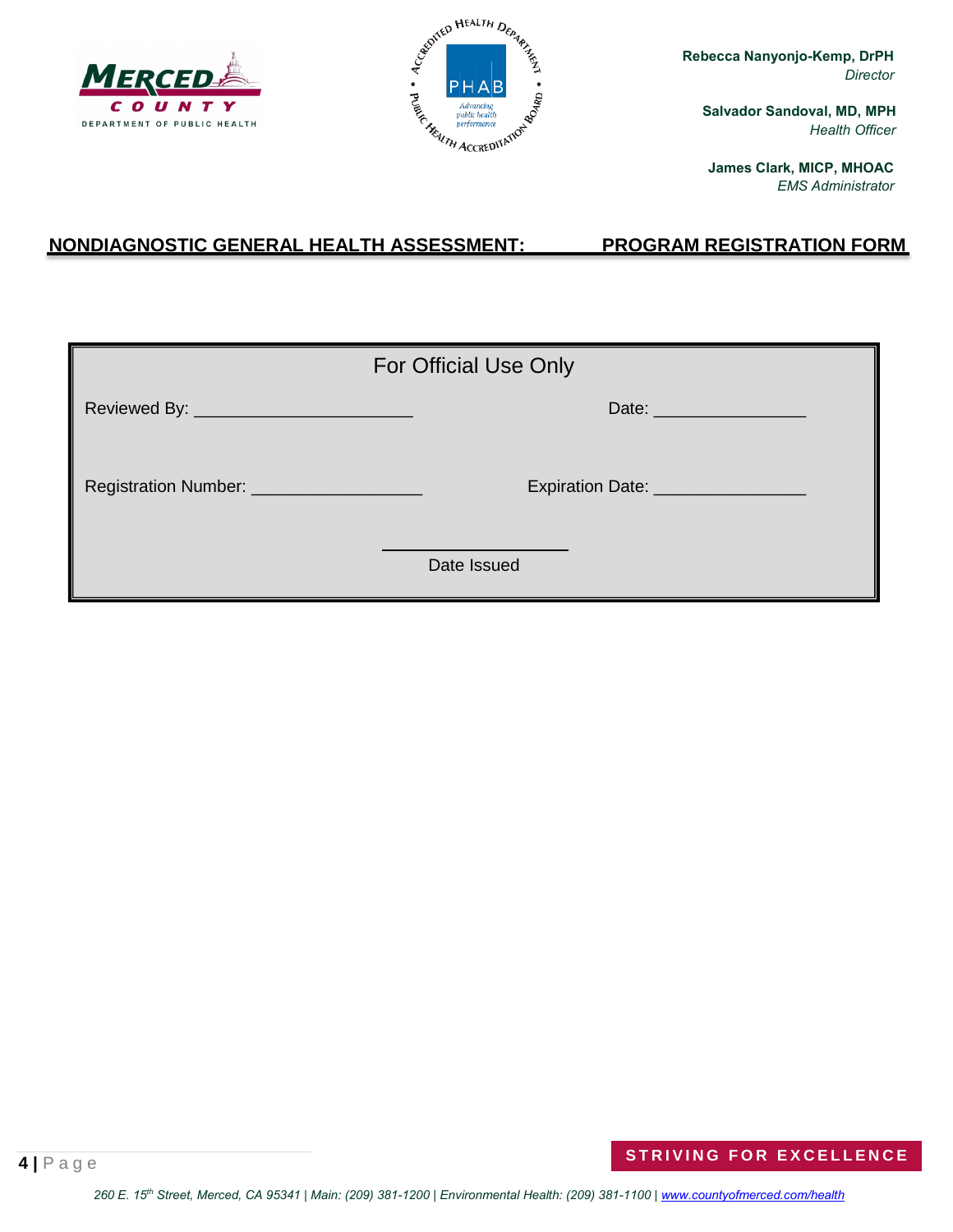Rebecca Nanyonjo-Kemp, DrPH
*Director*

Salvador Sandoval, MD, MPH
*Health Officer*

James Clark, MICP, MHOAC
*EMS Administrator*

## NONDIAGNOSTIC GENERAL HEALTH ASSESSMENT: PROGRAM REGISTRATION FORM

For Official Use Only

Reviewed By: ______________________ Date: _______________

Registration Number: _________________ Expiration Date: _______________

___________________
Date Issued

STRIVING FOR EXCELLENCE

*260 E. 15th Street, Merced, CA 95341 | Main: (209) 381-1200 | Environmental Health: (209) 381-1100 | www.countyofmerced.com/health*